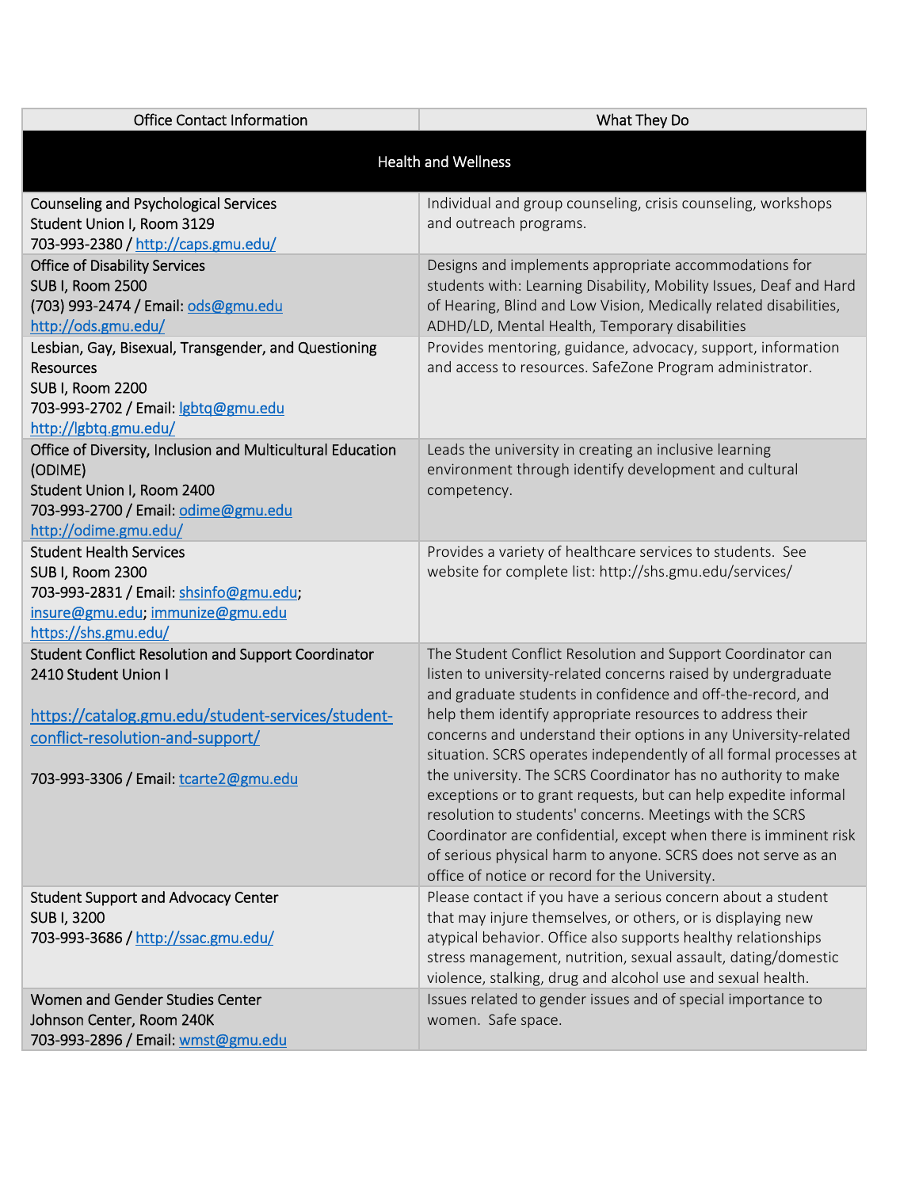| Office Contact Information | What They Do |
|---|---|
| **Health and Wellness** | |
| Counseling and Psychological Services<br>Student Union I, Room 3129<br>703-993-2380 / http://caps.gmu.edu/ | Individual and group counseling, crisis counseling, workshops and outreach programs. |
| Office of Disability Services<br>SUB I, Room 2500<br>(703) 993-2474 / Email: ods@gmu.edu<br>http://ods.gmu.edu/ | Designs and implements appropriate accommodations for students with: Learning Disability, Mobility Issues, Deaf and Hard of Hearing, Blind and Low Vision, Medically related disabilities, ADHD/LD, Mental Health, Temporary disabilities |
| Lesbian, Gay, Bisexual, Transgender, and Questioning Resources<br>SUB I, Room 2200<br>703-993-2702 / Email: lgbtq@gmu.edu<br>http://lgbtq.gmu.edu/ | Provides mentoring, guidance, advocacy, support, information and access to resources. SafeZone Program administrator. |
| Office of Diversity, Inclusion and Multicultural Education (ODIME)<br>Student Union I, Room 2400<br>703-993-2700 / Email: odime@gmu.edu<br>http://odime.gmu.edu/ | Leads the university in creating an inclusive learning environment through identify development and cultural competency. |
| Student Health Services<br>SUB I, Room 2300<br>703-993-2831 / Email: shsinfo@gmu.edu; insure@gmu.edu; immunize@gmu.edu<br>https://shs.gmu.edu/ | Provides a variety of healthcare services to students. See website for complete list: http://shs.gmu.edu/services/ |
| Student Conflict Resolution and Support Coordinator<br>2410 Student Union I<br><br>https://catalog.gmu.edu/student-services/student-conflict-resolution-and-support/<br><br>703-993-3306 / Email: tcarte2@gmu.edu | The Student Conflict Resolution and Support Coordinator can listen to university-related concerns raised by undergraduate and graduate students in confidence and off-the-record, and help them identify appropriate resources to address their concerns and understand their options in any University-related situation. SCRS operates independently of all formal processes at the university. The SCRS Coordinator has no authority to make exceptions or to grant requests, but can help expedite informal resolution to students' concerns. Meetings with the SCRS Coordinator are confidential, except when there is imminent risk of serious physical harm to anyone. SCRS does not serve as an office of notice or record for the University. |
| Student Support and Advocacy Center<br>SUB I, 3200<br>703-993-3686 / http://ssac.gmu.edu/ | Please contact if you have a serious concern about a student that may injure themselves, or others, or is displaying new atypical behavior. Office also supports healthy relationships stress management, nutrition, sexual assault, dating/domestic violence, stalking, drug and alcohol use and sexual health. |
| Women and Gender Studies Center<br>Johnson Center, Room 240K<br>703-993-2896 / Email: wmst@gmu.edu | Issues related to gender issues and of special importance to women. Safe space. |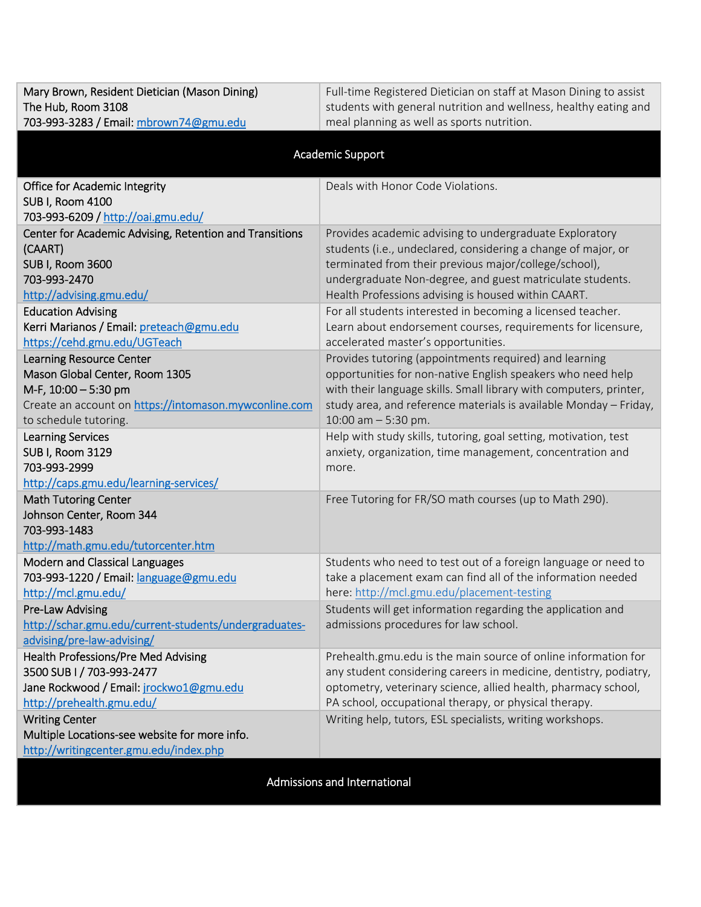| | |
|---|---|
| Mary Brown, Resident Dietician (Mason Dining)<br>The Hub, Room 3108<br>703-993-3283 / Email: mbrown74@gmu.edu | Full-time Registered Dietician on staff at Mason Dining to assist students with general nutrition and wellness, healthy eating and meal planning as well as sports nutrition. |
| **Academic Support** | |
| Office for Academic Integrity<br>SUB I, Room 4100<br>703-993-6209 / http://oai.gmu.edu/ | Deals with Honor Code Violations. |
| Center for Academic Advising, Retention and Transitions (CAART)<br>SUB I, Room 3600<br>703-993-2470<br>http://advising.gmu.edu/ | Provides academic advising to undergraduate Exploratory students (i.e., undeclared, considering a change of major, or terminated from their previous major/college/school), undergraduate Non-degree, and guest matriculate students. Health Professions advising is housed within CAART. |
| Education Advising<br>Kerri Marianos / Email: preteach@gmu.edu<br>https://cehd.gmu.edu/UGTeach | For all students interested in becoming a licensed teacher. Learn about endorsement courses, requirements for licensure, accelerated master's opportunities. |
| Learning Resource Center<br>Mason Global Center, Room 1305<br>M-F, 10:00 – 5:30 pm<br>Create an account on https://intomason.mywconline.com to schedule tutoring. | Provides tutoring (appointments required) and learning opportunities for non-native English speakers who need help with their language skills. Small library with computers, printer, study area, and reference materials is available Monday – Friday, 10:00 am – 5:30 pm. |
| Learning Services<br>SUB I, Room 3129<br>703-993-2999<br>http://caps.gmu.edu/learning-services/ | Help with study skills, tutoring, goal setting, motivation, test anxiety, organization, time management, concentration and more. |
| Math Tutoring Center<br>Johnson Center, Room 344<br>703-993-1483<br>http://math.gmu.edu/tutorcenter.htm | Free Tutoring for FR/SO math courses (up to Math 290). |
| Modern and Classical Languages<br>703-993-1220 / Email: language@gmu.edu<br>http://mcl.gmu.edu/ | Students who need to test out of a foreign language or need to take a placement exam can find all of the information needed here: http://mcl.gmu.edu/placement-testing |
| Pre-Law Advising<br>http://schar.gmu.edu/current-students/undergraduates-advising/pre-law-advising/ | Students will get information regarding the application and admissions procedures for law school. |
| Health Professions/Pre Med Advising<br>3500 SUB I / 703-993-2477<br>Jane Rockwood / Email: jrockwo1@gmu.edu<br>http://prehealth.gmu.edu/ | Prehealth.gmu.edu is the main source of online information for any student considering careers in medicine, dentistry, podiatry, optometry, veterinary science, allied health, pharmacy school, PA school, occupational therapy, or physical therapy. |
| Writing Center<br>Multiple Locations-see website for more info.<br>http://writingcenter.gmu.edu/index.php | Writing help, tutors, ESL specialists, writing workshops. |
| **Admissions and International** | |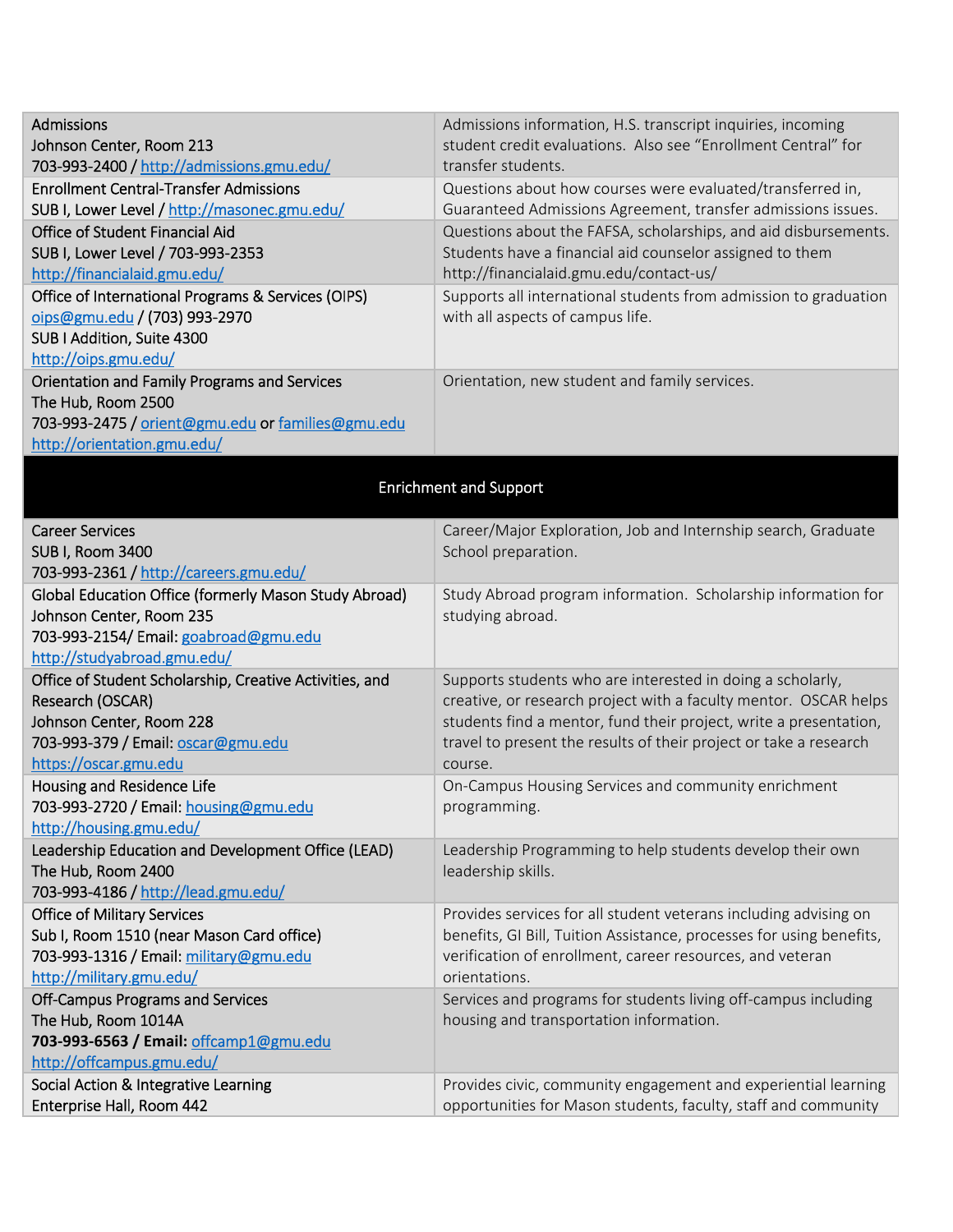| | |
|---|---|
| Admissions<br>Johnson Center, Room 213<br>703-993-2400 / http://admissions.gmu.edu/ | Admissions information, H.S. transcript inquiries, incoming student credit evaluations. Also see "Enrollment Central" for transfer students. |
| Enrollment Central-Transfer Admissions<br>SUB I, Lower Level / http://masonec.gmu.edu/ | Questions about how courses were evaluated/transferred in, Guaranteed Admissions Agreement, transfer admissions issues. |
| Office of Student Financial Aid<br>SUB I, Lower Level / 703-993-2353<br>http://financialaid.gmu.edu/ | Questions about the FAFSA, scholarships, and aid disbursements. Students have a financial aid counselor assigned to them http://financialaid.gmu.edu/contact-us/ |
| Office of International Programs & Services (OIPS)<br>oips@gmu.edu / (703) 993-2970<br>SUB I Addition, Suite 4300<br>http://oips.gmu.edu/ | Supports all international students from admission to graduation with all aspects of campus life. |
| Orientation and Family Programs and Services<br>The Hub, Room 2500<br>703-993-2475 / orient@gmu.edu or families@gmu.edu<br>http://orientation.gmu.edu/ | Orientation, new student and family services. |
| **Enrichment and Support** | |
| Career Services<br>SUB I, Room 3400<br>703-993-2361 / http://careers.gmu.edu/ | Career/Major Exploration, Job and Internship search, Graduate School preparation. |
| Global Education Office (formerly Mason Study Abroad)<br>Johnson Center, Room 235<br>703-993-2154/ Email: goabroad@gmu.edu<br>http://studyabroad.gmu.edu/ | Study Abroad program information. Scholarship information for studying abroad. |
| Office of Student Scholarship, Creative Activities, and Research (OSCAR)<br>Johnson Center, Room 228<br>703-993-379 / Email: oscar@gmu.edu<br>https://oscar.gmu.edu | Supports students who are interested in doing a scholarly, creative, or research project with a faculty mentor. OSCAR helps students find a mentor, fund their project, write a presentation, travel to present the results of their project or take a research course. |
| Housing and Residence Life<br>703-993-2720 / Email: housing@gmu.edu<br>http://housing.gmu.edu/ | On-Campus Housing Services and community enrichment programming. |
| Leadership Education and Development Office (LEAD)<br>The Hub, Room 2400<br>703-993-4186 / http://lead.gmu.edu/ | Leadership Programming to help students develop their own leadership skills. |
| Office of Military Services<br>Sub I, Room 1510 (near Mason Card office)<br>703-993-1316 / Email: military@gmu.edu<br>http://military.gmu.edu/ | Provides services for all student veterans including advising on benefits, GI Bill, Tuition Assistance, processes for using benefits, verification of enrollment, career resources, and veteran orientations. |
| Off-Campus Programs and Services<br>The Hub, Room 1014A<br>**703-993-6563 / Email:** offcamp1@gmu.edu<br>http://offcampus.gmu.edu/ | Services and programs for students living off-campus including housing and transportation information. |
| Social Action & Integrative Learning<br>Enterprise Hall, Room 442 | Provides civic, community engagement and experiential learning opportunities for Mason students, faculty, staff and community |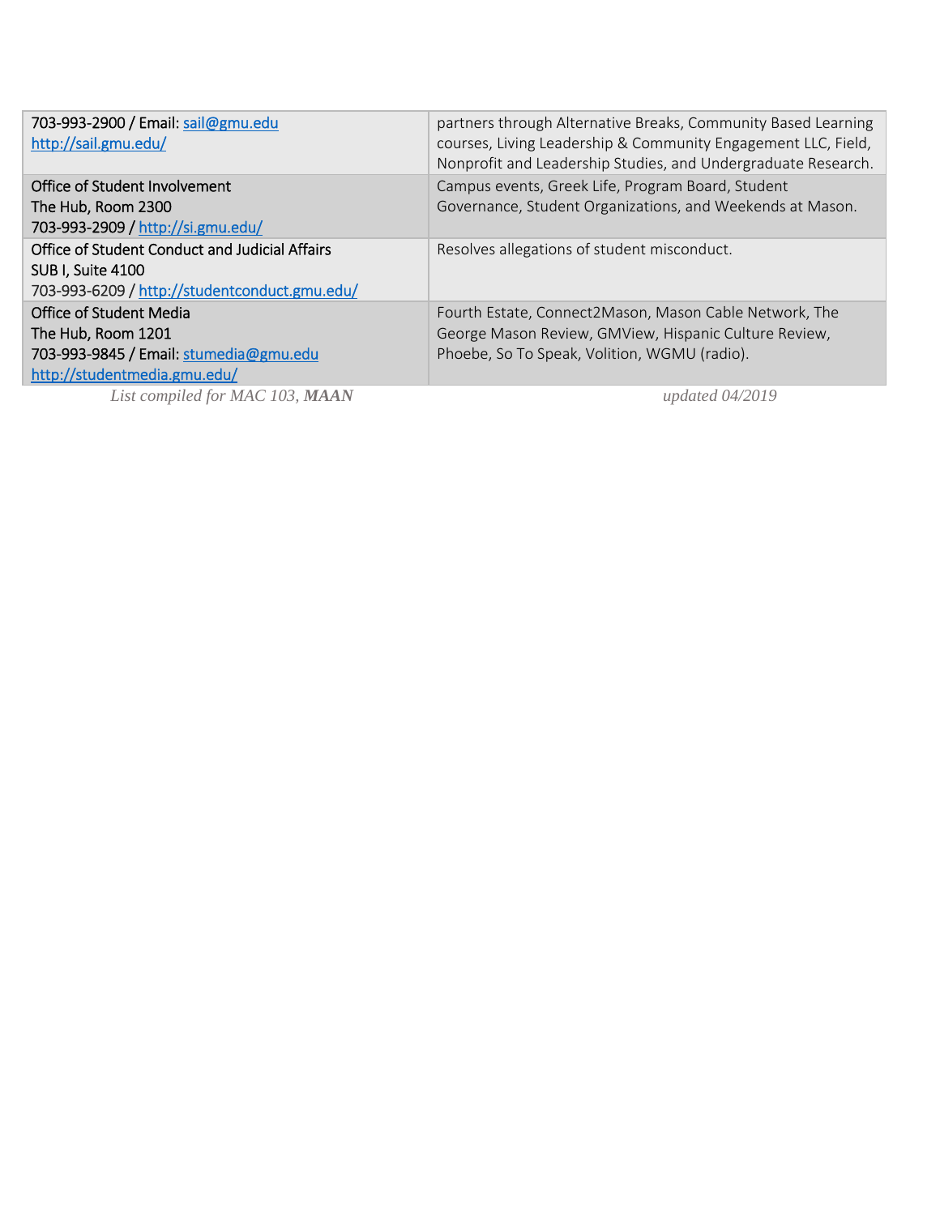| | |
|---|---|
| 703-993-2900 / Email: sail@gmu.edu<br>http://sail.gmu.edu/ | partners through Alternative Breaks, Community Based Learning courses, Living Leadership & Community Engagement LLC, Field, Nonprofit and Leadership Studies, and Undergraduate Research. |
| Office of Student Involvement<br>The Hub, Room 2300<br>703-993-2909 / http://si.gmu.edu/ | Campus events, Greek Life, Program Board, Student Governance, Student Organizations, and Weekends at Mason. |
| Office of Student Conduct and Judicial Affairs<br>SUB I, Suite 4100<br>703-993-6209 / http://studentconduct.gmu.edu/ | Resolves allegations of student misconduct. |
| Office of Student Media<br>The Hub, Room 1201<br>703-993-9845 / Email: stumedia@gmu.edu<br>http://studentmedia.gmu.edu/ | Fourth Estate, Connect2Mason, Mason Cable Network, The George Mason Review, GMView, Hispanic Culture Review, Phoebe, So To Speak, Volition, WGMU (radio). |

*List compiled for MAC 103, **MAAN*** *updated 04/2019*